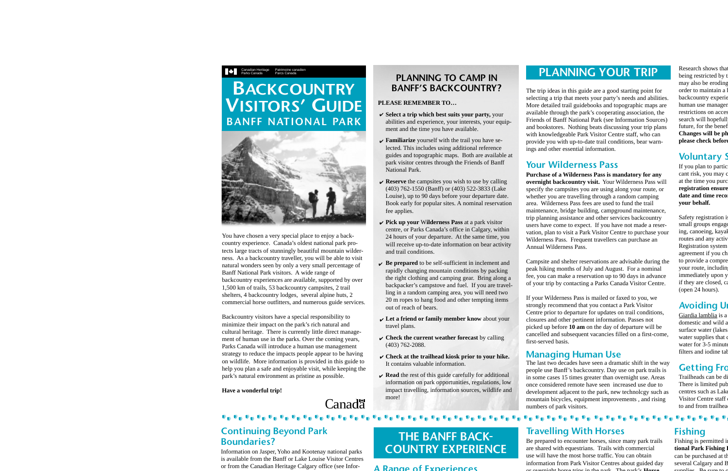Canadian Heritage Parks Canada | Patrimoine canadien Parcs Canada

# Backcountry Visitors' Guide

## Banff National Park

You have chosen a very special place to enjoy a backcountry experience. Canada's oldest national park protects large tracts of stunningly beautiful mountain wilderness. As a backcountry traveller, you will be able to visit natural wonders seen by only a very small percentage of Banff National Park visitors. A wide range of backcountry experiences are available, supported by over 1,500 km of trails, 53 backcountry campsites, 2 trail shelters, 4 backcountry lodges, several alpine huts, 2 commercial horse outfitters, and numerous guide services.

Backcountry visitors have a special responsibility to minimize their impact on the park's rich natural and cultural heritage. There is currently little direct management of human use in the parks. Over the coming years, Parks Canada will introduce a human use management strategy to reduce the impacts people appear to be having on wildlife. More information is provided in this guide to help you plan a safe and enjoyable visit, while keeping the park's natural environment as pristine as possible.

**Have a wonderful trip!**

Canada

## Planning to Camp in Banff's Backcountry?

**PLEASE REMEMBER TO…**

- ✔ **Select a trip which best suits your party,** your abilities and experience, your interests, your equipment and the time you have available.
- ✔ **Familiarize** yourself with the trail you have selected. This includes using additional reference guides and topographic maps. Both are available at park visitor centres through the Friends of Banff National Park.
- ✔ **Reserve** the campsites you wish to use by calling (403) 762-1550 (Banff) or (403) 522-3833 (Lake Louise), up to 90 days before your departure date. Book early for popular sites. A nominal reservation fee applies.
- ✔ **Pick up your** W**ilderness Pass** at a park visitor centre, or Parks Canada's office in Calgary, within 24 hours of your departure. At the same time, you will receive up-to-date information on bear activity and trail conditions.
- ✔ **Be prepared** to be self-sufficient in inclement and rapidly changing mountain conditions by packing the right clothing and camping gear. Bring along a backpacker's campstove and fuel. If you are travelling in a random camping area, you will need two 20 m ropes to hang food and other tempting items out of reach of bears.
- ✔ **Let a friend or family member know** about your travel plans.
- ✔ **Check the current weather forecast** by calling (403) 762-2088.
- ✔ **Check at the trailhead kiosk prior to your hike.** It contains valuable information.
- ✔ **Read** the rest of this guide carefully for additional information on park opportunities, regulations, low impact travelling, information sources, wildlife and more!

## Planning Your Trip

The trip ideas in this guide are a good starting point for selecting a trip that meets your party's needs and abilities. More detailed trail guidebooks and topographic maps are available through the park's cooperating association, the Friends of Banff National Park (see Information Sources) and bookstores. Nothing beats discussing your trip plans with knowledgeable Park Visitor Centre staff, who can provide you with up-to-date trail conditions, bear warnings and other essential information.

### Your Wilderness Pass

**Purchase of a Wilderness Pass is mandatory for any overnight backcountry visit.** Your Wilderness Pass will specify the campsites you are using along your route, or whether you are travelling through a random camping area. Wilderness Pass fees are used to fund the trail maintenance, bridge building, campground maintenance, trip planning assistance and other services backcountry users have come to expect. If you have not made a reservation, plan to visit a Park Visitor Centre to purchase your Wilderness Pass. Frequent travellers can purchase an Annual Wilderness Pass.

Campsite and shelter reservations are advisable during the peak hiking months of July and August. For a nominal fee, you can make a reservation up to 90 days in advance of your trip by contacting a Parks Canada Visitor Centre.

If your Wilderness Pass is mailed or faxed to you, we strongly recommend that you contact a Park Visitor Centre prior to departure for updates on trail conditions, closures and other pertinent information. Passes not picked up before **10 am** on the day of departure will be cancelled and subsequent vacancies filled on a first-come, first-served basis.

### Managing Human Use

The last two decades have seen a dramatic shift in the way people use Banff's backcountry. Day use on park trails is in some cases 15 times greater than overnight use. Areas once considered remote have seen increased use due to development adjacent to the park, new technolcgy such as mountain bicycles, equipment improvements , and rising numbers of park visitors.

Research shows that being restricted by t may also be eroding order to maintain a l backcountry experie human use managem restrictions on acces search will hopefull future, for the benef **Changes will be ph please check before**

### Voluntary S

If you plan to partic cant risk, you may c at the time you purc **registration ensure date and time recor your behalf.**

Safety registration is small groups engage ing, canoeing, kayak routes and any activ Registration system agreement if you ch to provide a compre your route, including immediately upon y if they are closed, ca (open 24 hours).

### Avoiding U

Giardia lamblia is a domestic and wild a surface water (lakes water supplies that c water for 3-5 minute filters and iodine tab

### Getting Fro

Trailheads can be di There is limited pub centres such as Lake Visitor Centre staff c to and from trailhea

### Continuing Beyond Park Boundaries?

Information on Jasper, Yoho and Kootenay national parks is available from the Banff or Lake Louise Visitor Centres or from the Canadian Heritage Calgary office (see Infor-

## The Banff Back-country Experience

### A Range of Experiences

### Travelling With Horses

Be prepared to encounter horses, since many park trails are shared with equestrians. Trails with commercial use will have the most horse traffic. You can obtain information from Park Visitor Centres about guided day or overnight horse trips in the park. The park's **Horse**

### Fishing

Fishing is permitted i **tional Park Fishing P** can be purchased at th several Calgary and B supplies. Be sure to c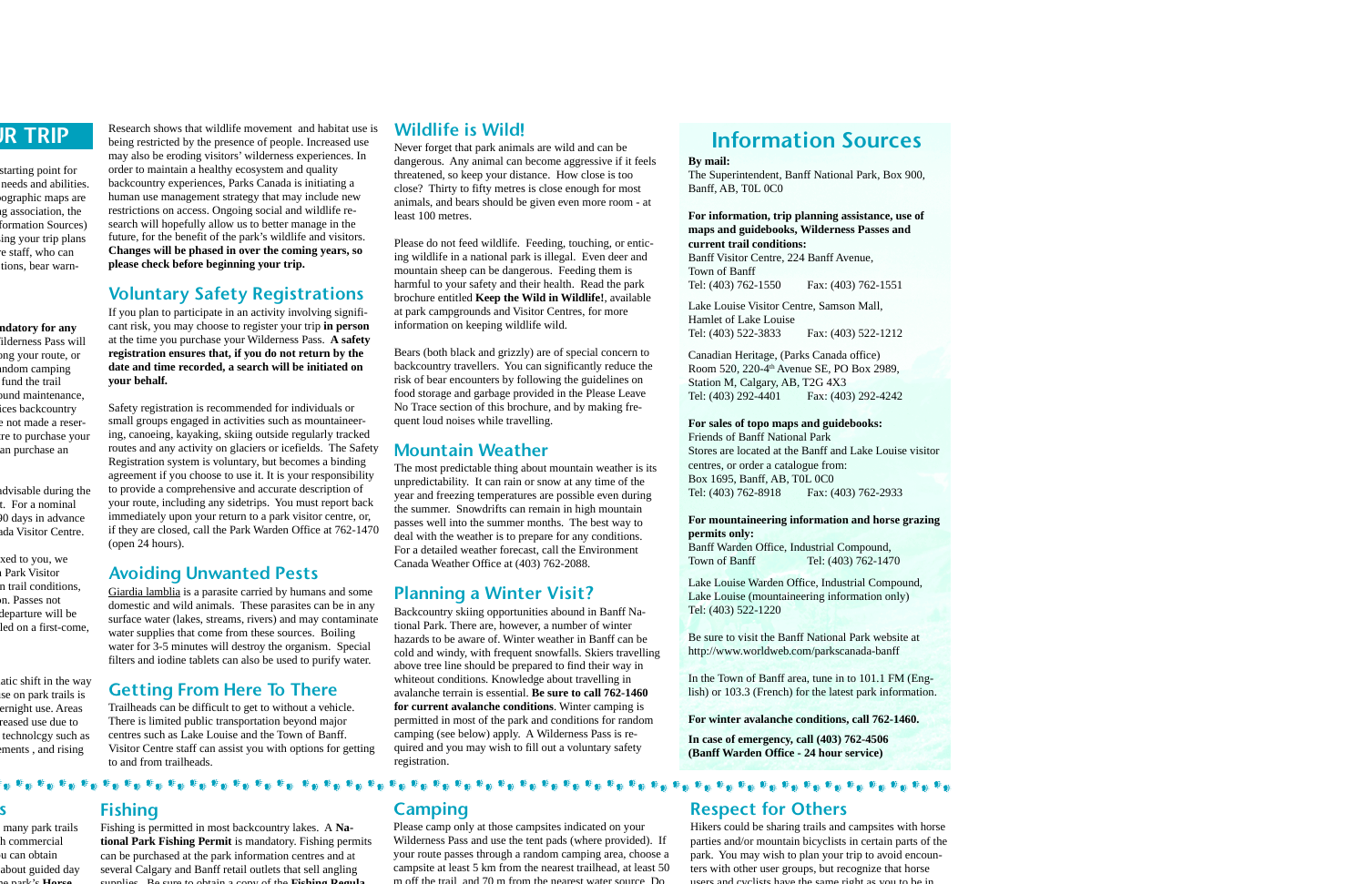## UR TRIP

starting point for needs and abilities. ographic maps are g association, the formation Sources) ing your trip plans e staff, who can tions, bear warn-

ndatory for any ilderness Pass will ong your route, or ndom camping fund the trail ound maintenance, ices backcountry e not made a reser- re to purchase your an purchase an

advisable during the t. For a nominal 0 days in advance da Visitor Centre.

xed to you, we Park Visitor n trail conditions, n. Passes not departure will be led on a first-come,

atic shift in the way se on park trails is ernight use. Areas reased use due to technolcgy such as ements , and rising

Research shows that wildlife movement and habitat use is being restricted by the presence of people. Increased use may also be eroding visitors' wilderness experiences. In order to maintain a healthy ecosystem and quality backcountry experiences, Parks Canada is initiating a human use management strategy that may include new restrictions on access. Ongoing social and wildlife research will hopefully allow us to better manage in the future, for the benefit of the park's wildlife and visitors. **Changes will be phased in over the coming years, so please check before beginning your trip.**

## Voluntary Safety Registrations

If you plan to participate in an activity involving significant risk, you may choose to register your trip **in person** at the time you purchase your Wilderness Pass. **A safety registration ensures that, if you do not return by the date and time recorded, a search will be initiated on your behalf.**

Safety registration is recommended for individuals or small groups engaged in activities such as mountaineering, canoeing, kayaking, skiing outside regularly tracked routes and any activity on glaciers or icefields. The Safety Registration system is voluntary, but becomes a binding agreement if you choose to use it. It is your responsibility to provide a comprehensive and accurate description of your route, including any sidetrips. You must report back immediately upon your return to a park visitor centre, or, if they are closed, call the Park Warden Office at 762-1470 (open 24 hours).

## Avoiding Unwanted Pests

Giardia lamblia is a parasite carried by humans and some domestic and wild animals. These parasites can be in any surface water (lakes, streams, rivers) and may contaminate water supplies that come from these sources. Boiling water for 3-5 minutes will destroy the organism. Special filters and iodine tablets can also be used to purify water.

## Getting From Here To There

Trailheads can be difficult to get to without a vehicle. There is limited public transportation beyond major centres such as Lake Louise and the Town of Banff. Visitor Centre staff can assist you with options for getting to and from trailheads.

## Wildlife is Wild!

Never forget that park animals are wild and can be dangerous. Any animal can become aggressive if it feels threatened, so keep your distance. How close is too close? Thirty to fifty metres is close enough for most animals, and bears should be given even more room - at least 100 metres.

Please do not feed wildlife. Feeding, touching, or enticing wildlife in a national park is illegal. Even deer and mountain sheep can be dangerous. Feeding them is harmful to your safety and their health. Read the park brochure entitled **Keep the Wild in Wildlife!**, available at park campgrounds and Visitor Centres, for more information on keeping wildlife wild.

Bears (both black and grizzly) are of special concern to backcountry travellers. You can significantly reduce the risk of bear encounters by following the guidelines on food storage and garbage provided in the Please Leave No Trace section of this brochure, and by making frequent loud noises while travelling.

## Mountain Weather

The most predictable thing about mountain weather is its unpredictability. It can rain or snow at any time of the year and freezing temperatures are possible even during the summer. Snowdrifts can remain in high mountain passes well into the summer months. The best way to deal with the weather is to prepare for any conditions. For a detailed weather forecast, call the Environment Canada Weather Office at (403) 762-2088.

## Planning a Winter Visit?

Backcountry skiing opportunities abound in Banff National Park. There are, however, a number of winter hazards to be aware of. Winter weather in Banff can be cold and windy, with frequent snowfalls. Skiers travelling above tree line should be prepared to find their way in whiteout conditions. Knowledge about travelling in avalanche terrain is essential. **Be sure to call 762-1460 for current avalanche conditions**. Winter camping is permitted in most of the park and conditions for random camping (see below) apply. A Wilderness Pass is required and you may wish to fill out a voluntary safety registration.

## Information Sources

**By mail:**
The Superintendent, Banff National Park, Box 900, Banff, AB, T0L 0C0

**For information, trip planning assistance, use of maps and guidebooks, Wilderness Passes and current trail conditions:**
Banff Visitor Centre, 224 Banff Avenue,
Town of Banff
Tel: (403) 762-1550 Fax: (403) 762-1551

Lake Louise Visitor Centre, Samson Mall,
Hamlet of Lake Louise
Tel: (403) 522-3833 Fax: (403) 522-1212

Canadian Heritage, (Parks Canada office)
Room 520, 220-4th Avenue SE, PO Box 2989,
Station M, Calgary, AB, T2G 4X3
Tel: (403) 292-4401 Fax: (403) 292-4242

**For sales of topo maps and guidebooks:**
Friends of Banff National Park
Stores are located at the Banff and Lake Louise visitor centres, or order a catalogue from:
Box 1695, Banff, AB, T0L 0C0
Tel: (403) 762-8918 Fax: (403) 762-2933

**For mountaineering information and horse grazing permits only:**
Banff Warden Office, Industrial Compound,
Town of Banff Tel: (403) 762-1470

Lake Louise Warden Office, Industrial Compound,
Lake Louise (mountaineering information only)
Tel: (403) 522-1220

Be sure to visit the Banff National Park website at http://www.worldweb.com/parkscanada-banff

In the Town of Banff area, tune in to 101.1 FM (English) or 103.3 (French) for the latest park information.

**For winter avalanche conditions, call 762-1460.**

**In case of emergency, call (403) 762-4506 (Banff Warden Office - 24 hour service)**

## s

many park trails h commercial u can obtain about guided day park's **Horse**

## Fishing

Fishing is permitted in most backcountry lakes. A **National Park Fishing Permit** is mandatory. Fishing permits can be purchased at the park information centres and at several Calgary and Banff retail outlets that sell angling supplies. Be sure to obtain a copy of the **Fishing Regula-**

## Camping

Please camp only at those campsites indicated on your Wilderness Pass and use the tent pads (where provided). If your route passes through a random camping area, choose a campsite at least 5 km from the nearest trailhead, at least 50 m off the trail, and 70 m from the nearest water source. Do

## Respect for Others

Hikers could be sharing trails and campsites with horse parties and/or mountain bicyclists in certain parts of the park. You may wish to plan your trip to avoid encounters with other user groups, but recognize that horse users and cyclists have the same right as you to be in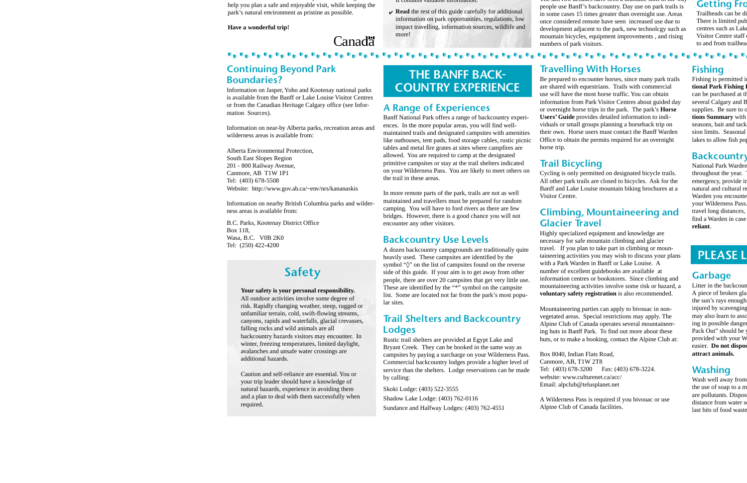help you plan a safe and enjoyable visit, while keeping the park's natural environment as pristine as possible.

**Have a wonderful trip!**

Canada

It contains valuable information.

- ✔ **Read** the rest of this guide carefully for additional information on park opportunities, regulations, low impact travelling, information sources, wildlife and more!

The last two decades have seen a dramatic shift in the way people use Banff's backcountry. Day use on park trails is in some cases 15 times greater than overnight use. Areas once considered remote have seen increased use due to development adjacent to the park, new technolcgy such as mountain bicycles, equipment improvements , and rising numbers of park visitors.

## Getting Fro

Trailheads can be di
There is limited pub
centres such as Lake
Visitor Centre staff
to and from trailhea

## Continuing Beyond Park Boundaries?

Information on Jasper, Yoho and Kootenay national parks is available from the Banff or Lake Louise Visitor Centres or from the Canadian Heritage Calgary office (see Information Sources).

Information on near-by Alberta parks, recreation areas and wilderness areas is available from:

Alberta Environmental Protection,
South East Slopes Region
201 - 800 Railway Avenue,
Canmore, AB T1W 1P1
Tel: (403) 678-5508
Website: http://www.gov.ab.ca/~env/nrs/kananaskis

Information on nearby British Columbia parks and wilderness areas is available from:

B.C. Parks, Kootenay District Office
Box 118,
Wasa, B.C. V0B 2K0
Tel: (250) 422-4200

## Safety

**Your safety is your personal responsibility.** All outdoor activities involve some degree of risk. Rapidly changing weather, steep, rugged or unfamiliar terrain, cold, swift-flowing streams, canyons, rapids and waterfalls, glacial crevasses, falling rocks and wild animals are all backcountry hazards visitors may encounter. In winter, freezing temperatures, limited daylight, avalanches and unsafe water crossings are additional hazards.

Caution and self-reliance are essential. You or your trip leader should have a knowledge of natural hazards, experience in avoiding them and a plan to deal with them successfully when required.

# THE BANFF BACKCOUNTRY EXPERIENCE

## A Range of Experiences

Banff National Park offers a range of backcountry experiences. In the more popular areas, you will find well-maintained trails and designated campsites with amenities like outhouses, tent pads, food storage cables, rustic picnic tables and metal fire grates at sites where campfires are allowed. You are required to camp at the designated primitive campsites or stay at the trail shelters indicated on your Wilderness Pass. You are likely to meet others on the trail in these areas.

In more remote parts of the park, trails are not as well maintained and travellers must be prepared for random camping. You will have to ford rivers as there are few bridges. However, there is a good chance you will not encounter any other visitors.

## Backcountry Use Levels

A dozen backcountry campgrounds are traditionally quite heavily used. These campsites are identified by the symbol "◊" on the list of campsites found on the reverse side of this guide. If your aim is to get away from other people, there are over 20 campsites that get very little use. These are identified by the "*" symbol on the campsite list. Some are located not far from the park's most popular sites.

## Trail Shelters and Backcountry Lodges

Rustic trail shelters are provided at Egypt Lake and Bryant Creek. They can be booked in the same way as campsites by paying a surcharge on your Wilderness Pass. Commercial backcountry lodges provide a higher level of service than the shelters. Lodge reservations can be made by calling:

Skoki Lodge: (403) 522-3555
Shadow Lake Lodge: (403) 762-0116
Sundance and Halfway Lodges: (403) 762-4551

## Travelling With Horses

Be prepared to encounter horses, since many park trails are shared with equestrians. Trails with commercial use will have the most horse traffic. You can obtain information from Park Visitor Centres about guided day or overnight horse trips in the park. The park's **Horse Users' Guide** provides detailed information to individuals or small groups planning a horseback trip on their own. Horse users must contact the Banff Warden Office to obtain the permits required for an overnight horse trip.

## Trail Bicycling

Cycling is only permitted on designated bicycle trails. All other park trails are closed to bicycles. Ask for the Banff and Lake Louise mountain biking brochures at a Visitor Centre.

## Climbing, Mountaineering and Glacier Travel

Highly specialized equipment and knowledge are necessary for safe mountain climbing and glacier travel. If you plan to take part in climbing or mountaineering activities you may wish to discuss your plans with a Park Warden in Banff or Lake Louise. A number of excellent guidebooks are available at information centres or bookstores. Since climbing and mountaineering activities involve some risk or hazard, a **voluntary safety registration** is also recommended.

Mountaineering parties can apply to bivouac in non-vegetated areas. Special restrictions may apply. The Alpine Club of Canada operates several mountaineering huts in Banff Park. To find out more about these huts, or to make a booking, contact the Alpine Club at:

Box 8040, Indian Flats Road,
Canmore, AB, T1W 2T8
Tel: (403) 678-3200 Fax: (403) 678-3224.
website: www.culturenet.ca/acc/
Email: alpclub@telusplanet.net

A Wilderness Pass is required if you bivouac or use Alpine Club of Canada facilities.

## Fishing

Fishing is permitted i
**tional Park Fishing P**
can be purchased at th
several Calgary and B
supplies. Be sure to o
**tions Summary** with
seasons, bait and tack
sion limits. Seasonal
lakes to allow fish pop

## Backcountry

National Park Warden
throughout the year.
emergency, provide in
natural and cultural re
Warden you encounte
your Wilderness Pass.
travel long distances,
find a Warden in case
**reliant**.

# PLEASE L

## Garbage

Litter in the backcoun
A piece of broken gla
the sun's rays enough
injured by scavenging
may also learn to asso
ing in possible danger
Pack Out" should be y
provided with your W
easier. **Do not dispos**
**attract animals.**

## Washing

Wash well away from
the use of soap to a m
are pollutants. Dispos
distance from water s
last bits of food waste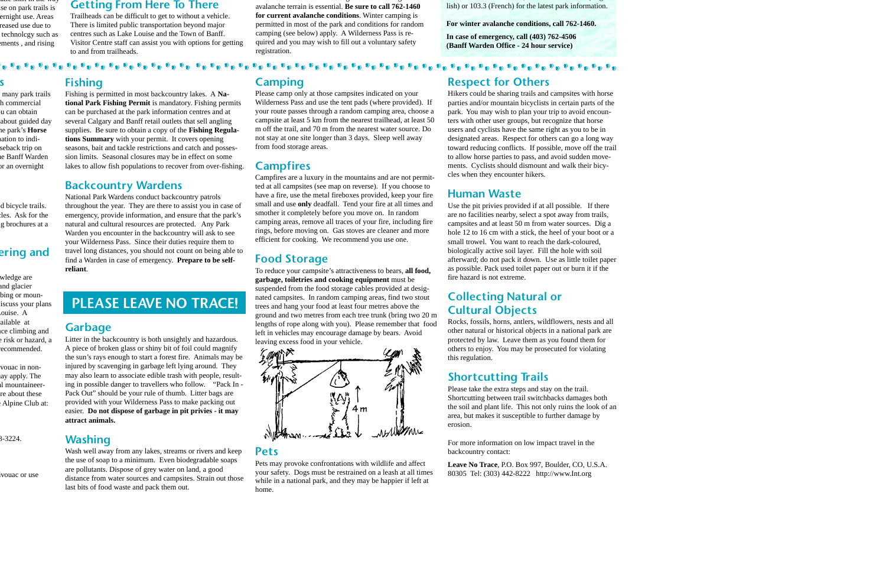## Getting From Here To There

Trailheads can be difficult to get to without a vehicle. There is limited public transportation beyond major centres such as Lake Louise and the Town of Banff. Visitor Centre staff can assist you with options for getting to and from trailheads.

avalanche terrain is essential. **Be sure to call 762-1460 for current avalanche conditions**. Winter camping is permitted in most of the park and conditions for random camping (see below) apply. A Wilderness Pass is required and you may wish to fill out a voluntary safety registration.

lish) or 103.3 (French) for the latest park information.

**For winter avalanche conditions, call 762-1460.**

**In case of emergency, call (403) 762-4506 (Banff Warden Office - 24 hour service)**

## Fishing

Fishing is permitted in most backcountry lakes. A **National Park Fishing Permit** is mandatory. Fishing permits can be purchased at the park information centres and at several Calgary and Banff retail outlets that sell angling supplies. Be sure to obtain a copy of the **Fishing Regulations Summary** with your permit. It covers opening seasons, bait and tackle restrictions and catch and possession limits. Seasonal closures may be in effect on some lakes to allow fish populations to recover from over-fishing.

## Backcountry Wardens

National Park Wardens conduct backcountry patrols throughout the year. They are there to assist you in case of emergency, provide information, and ensure that the park's natural and cultural resources are protected. Any Park Warden you encounter in the backcountry will ask to see your Wilderness Pass. Since their duties require them to travel long distances, you should not count on being able to find a Warden in case of emergency. **Prepare to be self-reliant**.

# PLEASE LEAVE NO TRACE!

## Garbage

Litter in the backcountry is both unsightly and hazardous. A piece of broken glass or shiny bit of foil could magnify the sun's rays enough to start a forest fire. Animals may be injured by scavenging in garbage left lying around. They may also learn to associate edible trash with people, resulting in possible danger to travellers who follow. "Pack In - Pack Out" should be your rule of thumb. Litter bags are provided with your Wilderness Pass to make packing out easier. **Do not dispose of garbage in pit privies - it may attract animals.**

## Washing

Wash well away from any lakes, streams or rivers and keep the use of soap to a minimum. Even biodegradable soaps are pollutants. Dispose of grey water on land, a good distance from water sources and campsites. Strain out those last bits of food waste and pack them out.

## Camping

Please camp only at those campsites indicated on your Wilderness Pass and use the tent pads (where provided). If your route passes through a random camping area, choose a campsite at least 5 km from the nearest trailhead, at least 50 m off the trail, and 70 m from the nearest water source. Do not stay at one site longer than 3 days. Sleep well away from food storage areas.

## Campfires

Campfires are a luxury in the mountains and are not permitted at all campsites (see map on reverse). If you choose to have a fire, use the metal fireboxes provided, keep your fire small and use **only** deadfall. Tend your fire at all times and smother it completely before you move on. In random camping areas, remove all traces of your fire, including fire rings, before moving on. Gas stoves are cleaner and more efficient for cooking. We recommend you use one.

## Food Storage

To reduce your campsite's attractiveness to bears, **all food, garbage, toiletries and cooking equipment** must be suspended from the food storage cables provided at designated campsites. In random camping areas, find two stout trees and hang your food at least four metres above the ground and two metres from each tree trunk (bring two 20 m lengths of rope along with you). Please remember that food left in vehicles may encourage damage by bears. Avoid leaving excess food in your vehicle.

4 m

## Pets

Pets may provoke confrontations with wildlife and affect your safety. Dogs must be restrained on a leash at all times while in a national park, and they may be happier if left at home.

## Respect for Others

Hikers could be sharing trails and campsites with horse parties and/or mountain bicyclists in certain parts of the park. You may wish to plan your trip to avoid encounters with other user groups, but recognize that horse users and cyclists have the same right as you to be in designated areas. Respect for others can go a long way toward reducing conflicts. If possible, move off the trail to allow horse parties to pass, and avoid sudden movements. Cyclists should dismount and walk their bicycles when they encounter hikers.

## Human Waste

Use the pit privies provided if at all possible. If there are no facilities nearby, select a spot away from trails, campsites and at least 50 m from water sources. Dig a hole 12 to 16 cm with a stick, the heel of your boot or a small trowel. You want to reach the dark-coloured, biologically active soil layer. Fill the hole with soil afterward; do not pack it down. Use as little toilet paper as possible. Pack used toilet paper out or burn it if the fire hazard is not extreme.

## Collecting Natural or Cultural Objects

Rocks, fossils, horns, antlers, wildflowers, nests and all other natural or historical objects in a national park are protected by law. Leave them as you found them for others to enjoy. You may be prosecuted for violating this regulation.

## Shortcutting Trails

Please take the extra steps and stay on the trail. Shortcutting between trail switchbacks damages both the soil and plant life. This not only ruins the look of an area, but makes it susceptible to further damage by erosion.

For more information on low impact travel in the backcountry contact:

**Leave No Trace**, P.O. Box 997, Boulder, CO, U.S.A. 80305 Tel: (303) 442-8222 http://www.lnt.org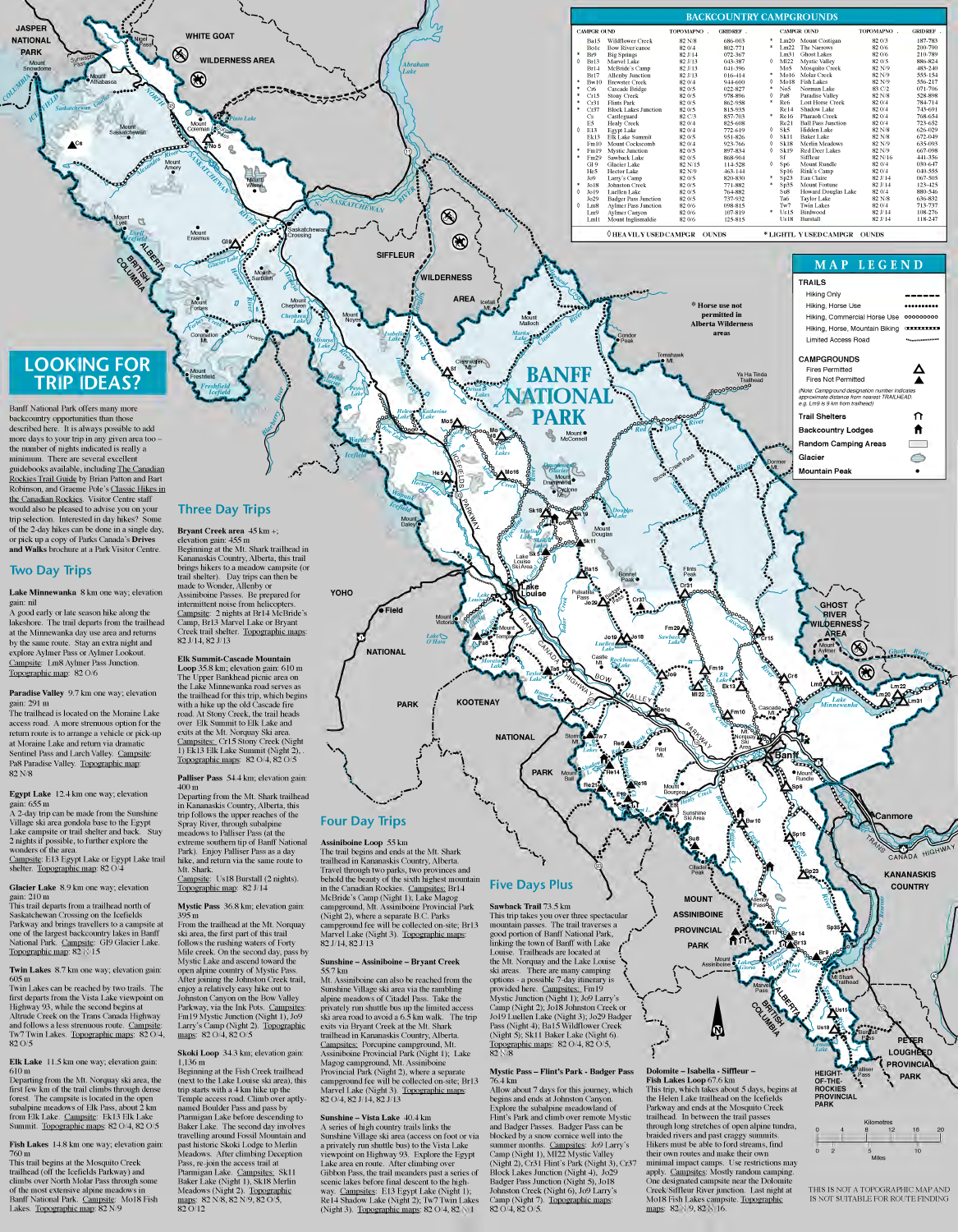## BACKCOUNTRY CAMPGROUNDS

| | CAMPGROUND | | TOPOMAP NO. | GRIDREF. |
|---|---|---|---|---|
| | Ba15 | Wildflower Creek | 82 N/8 | 686-003 |
| | Bo1c | Bow River canoe | 82 O/4 | 802-771 |
| * | Br9 | Big Springs | 82 J/14 | 072-367 |
| ◊ | Br13 | Marvel Lake | 82 J/13 | 043-387 |
| | Br14 | McBride's Camp | 82 J/13 | 041-396 |
| | Br17 | Allenby Junction | 82 J/13 | 016-414 |
| * | Bw10 | Brewster Creek | 82 O/4 | 944-600 |
| * | Cr6 | Cascade Bridge | 82 O/5 | 022-827 |
| * | Cr15 | Stony Creek | 82 O/5 | 978-896 |
| * | Cr31 | Flints Park | 82 O/5 | 862-958 |
| * | Cr37 | Block Lakes Junction | 82 O/5 | 815-935 |
| | Cs | Castleguard | 82 C/3 | 857-703 |
| | E5 | Healy Creek | 82 O/4 | 825-608 |
| ◊ | E13 | Egypt Lake | 82 O/4 | 772-619 |
| | Ek13 | Elk Lake Summit | 82 O/5 | 951-826 |
| | Fm10 | Mount Cockscomb | 82 O/4 | 923-766 |
| * | Fm19 | Mystic Junction | 82 O/5 | 897-834 |
| * | Fm29 | Sawback Lake | 82 O/5 | 868-904 |
| | Gl 9 | Glacier Lake | 82 N/15 | 114-528 |
| | He5 | Hector Lake | 82 N/9 | 463-144 |
| | Jo9 | Larry's Camp | 82 O/5 | 820-830 |
| * | Jo18 | Johnston Creek | 82 O/5 | 771-882 |
| ◊ | Jo19 | Luellen Lake | 82 O/5 | 764-882 |
| | Jo29 | Badger Pass Junction | 82 O/5 | 737-932 |
| ◊ | Lm8 | Aylmer Pass Junction | 82 O/5 | 098-815 |
| | Lm9 | Aylmer Canyon | 82 O/6 | 107-819 |
| | Lm11 | Mount Inglismaldie | 82 O/6 | 125-815 |
| * | Lm20 | Mount Costigan | 82 O/3 | 187-783 |
| * | Lm22 | The Narrows | 82 O/6 | 200-790 |
| | Lm31 | Ghost Lakes | 82 O/6 | 210-789 |
| ◊ | Ml22 | Mystic Valley | 82 O/5 | 886-824 |
| | Mo5 | Mosquito Creek | 82 N/9 | 483-240 |
| ◊ | Mo16 | Molar Creek | 82 N/9 | 555-154 |
| ◊ | Mo18 | Fish Lakes | 82 N/9 | 556-217 |
| * | No5 | Norman Lake | 83 C/2 | 071-706 |
| ◊ | Pa8 | Paradise Valley | 82 N/8 | 528-898 |
| * | Re6 | Lost Horse Creek | 82 O/4 | 784-714 |
| | Re14 | Shadow Lake | 82 O/4 | 743-691 |
| * | Re16 | Pharaoh Creek | 82 O/4 | 768-654 |
| | Re21 | Ball Pass Junction | 82 O/4 | 723-652 |
| ◊ | Sk5 | Hidden Lake | 82 N/8 | 626-029 |
| ◊ | Sk11 | Baker Lake | 82 N/8 | 672-049 |
| ◊ | Sk18 | Merlin Meadows | 82 N/9 | 635-093 |
| ◊ | Sk19 | Red Deer Lakes | 82 N/9 | 667-098 |
| | Sf | Siffleur | 82 N/16 | 441-356 |
| ◊ | Sp6 | Mount Rundle | 82 O/4 | 030-647 |
| | Sp16 | Rink's Camp | 82 O/4 | 040-555 |
| * | Sp23 | Eau Claire | 82 J/14 | 067-505 |
| * | Sp35 | Mount Fortune | 82 J/14 | 123-425 |
| | Su8 | Howard Douglas Lake | 82 O/4 | 880-546 |
| | Ta6 | Taylor Lake | 82 N/8 | 636-832 |
| | Tw7 | Twin Lakes | 82 O/4 | 713-737 |
| * | Us15 | Birdwood | 82 J/14 | 108-276 |
| | Us18 | Burstall | 82 J/14 | 118-247 |

◊ HEAVILY USED CAMPGROUNDS * LIGHTLY USED CAMPGROUNDS

## MAP LEGEND

**TRAILS**
- Hiking Only
- Hiking, Horse Use
- Hiking, Commercial Horse Use
- Hiking, Horse, Mountain Biking
- Limited Access Road

**CAMPGROUNDS**
- Fires Permitted
- Fires Not Permitted

(Note: Campground designation number indicates approximate distance from nearest TRAILHEAD. e.g. Lm9 is 9 km from trailhead)

- Trail Shelters
- Backcountry Lodges
- Random Camping Areas
- Glacier
- Mountain Peak

* Horse use not permitted in Alberta Wilderness areas

## LOOKING FOR TRIP IDEAS?

Banff National Park offers many more backcountry opportunities than those described here. It is always possible to add more days to your trip in any given area too – the number of nights indicated is really a minimum. There are several excellent guidebooks available, including The Canadian Rockies Trail Guide by Brian Patton and Bart Robinson, and Graeme Pole's Classic Hikes in the Canadian Rockies. Visitor Centre staff would also be pleased to advise you on your trip selection. Interested in day hikes? Some of the 2-day hikes can be done in a single day, or pick up a copy of Parks Canada's **Drives and Walks** brochure at a Park Visitor Centre.

## Two Day Trips

**Lake Minnewanka** 8 km one way; elevation gain: nil
A good early or late season hike along the lakeshore. The trail departs from the trailhead at the Minnewanka day use area and returns by the same route. Stay an extra night and explore Aylmer Pass or Aylmer Lookout. Campsite: Lm8 Aylmer Pass Junction. Topographic map: 82 O/6

**Paradise Valley** 9.7 km one way; elevation gain: 291 m
The trailhead is located on the Moraine Lake access road. A more strenuous option for the return route is to arrange a vehicle or pick-up at Moraine Lake and return via dramatic Sentinel Pass and Larch Valley. Campsite: Pa8 Paradise Valley. Topographic map: 82 N/8

**Egypt Lake** 12.4 km one way; elevation gain: 655 m
A 2-day trip can be made from the Sunshine Village ski area gondola base to the Egypt Lake campsite or trail shelter and back. Stay 2 nights if possible, to further explore the wonders of the area.
Campsite: E13 Egypt Lake or Egypt Lake trail shelter. Topographic map: 82 O/4

**Glacier Lake** 8.9 km one way; elevation gain: 210 m
This trail departs from a trailhead north of Saskatchewan Crossing on the Icefields Parkway and brings travellers to a campsite at one of the largest backcountry lakes in Banff National Park. Campsite: Gl9 Glacier Lake. Topographic map: 82 N/15

**Twin Lakes** 8.7 km one way; elevation gain: 605 m
Twin Lakes can be reached by two trails. The first departs from the Vista Lake viewpoint on Highway 93, while the second begins at Altrude Creek on the Trans Canada Highway and follows a less strenuous route. Campsite: Tw7 Twin Lakes. Topographic maps: 82 O/4, 82 O/5

**Elk Lake** 11.5 km one way; elevation gain: 610 m
Departing from the Mt. Norquay ski area, the first few km of the trail climbs through dense forest. The campsite is located in the open subalpine meadows of Elk Pass, about 2 km from Elk Lake. Campsite: Ek13 Elk Lake Summit. Topographic maps: 82 O/4, 82 O/5

**Fish Lakes** 14.8 km one way; elevation gain: 760 m
This trail begins at the Mosquito Creek trailhead (off the Icefields Parkway) and climbs over North Molar Pass through some of the most extensive alpine meadows in Banff National Park. Campsite: Mo18 Fish Lakes. Topographic map: 82 N/9

## Three Day Trips

**Bryant Creek area** 45 km +; elevation gain: 455 m
Beginning at the Mt. Shark trailhead in Kananaskis Country, Alberta, this trail brings hikers to a meadow campsite (or trail shelter). Day trips can then be made to Wonder, Allenby or Assiniboine Passes. Be prepared for intermittent noise from helicopters.
Campsite: 2 nights at Br14 McBride's Camp, Br13 Marvel Lake or Bryant Creek trail shelter. Topographic maps: 82 J/14, 82 J/13

**Elk Summit-Cascade Mountain Loop** 55.8 km; elevation gain: 610 m
The Upper Bankhead picnic area on the Lake Minnewanka road serves as the trailhead for this trip, which begins with a hike up the old Cascade fire road. At Stony Creek, the trail heads over Elk Summit to Elk Lake and exits at the Mt. Norquay Ski area.
Campsites: Cr15 Stony Creek (Night 1) Ek13 Elk Lake Summit (Night 2).
Topographic maps: 82 O/4, 82 O/5

**Palliser Pass** 54.4 km; elevation gain: 400 m
Departing from the Mt. Shark trailhead in Kananaskis Country, Alberta, this trip follows the upper reaches of the Spray River, through subalpine meadows to Palliser Pass (at the extreme southern tip of Banff National Park). Enjoy Palliser Pass as a day hike, and return via the same route to Mt. Shark.
Campsite: Us18 Burstall (2 nights).
Topographic map: 82 J/14

**Mystic Pass** 36.8 km; elevation gain: 395 m
From the trailhead at the Mt. Norquay ski area, the first part of this trip follows the rushing waters of Forty Mile creek. On the second day, pass by Mystic Lake and ascend toward the open alpine country of Mystic Pass. After joining the Johnston Creek trail, enjoy a relatively easy hike out to Johnston Canyon on the Bow Valley Parkway, via the Ink Pots. Campsites: Fm19 Mystic Junction (Night 1), Jo9 Larry's Camp (Night 2). Topographic maps: 82 O/4, 82 O/5

**Skoki Loop** 34.3 km; elevation gain: 1,136 m
Beginning at the Fish Creek trailhead (next to the Lake Louise ski area), this trip starts with a 4 km hike up the Temple access road. Climb over aptly-named Boulder Pass and pass by Ptarmigan Lake before descending to Baker Lake. The second day involves travelling around Fossil Mountain and past historic Skoki Lodge to Merlin Meadows. After climbing Deception Pass, re-join the access trail at Ptarmigan Lake. Campsites: Sk11 Baker Lake (Night 1), Sk18 Merlin Meadows (Night 2). Topographic maps: 82 N/8, 82 N/9, 82 O/5, 82 O/12

## Four Day Trips

**Assiniboine Loop** 55 km
The trail begins and ends at the Mt. Shark trailhead in Kananaskis Country, Alberta. Travel through two parks, two provinces and behold the beauty of the sixth highest mountain in the Canadian Rockies. Campsites: Br14 McBride's Camp (Night 1); Lake Magog campground, Mt. Assiniboine Provincial Park (Night 2), where a separate B.C. Parks campground fee will be collected on-site; Br13 Marvel Lake (Night 3). Topographic maps: 82 J/14, 82 J/13

**Sunshine – Assiniboine – Bryant Creek** 55.7 km
Mt. Assiniboine can also be reached from the Sunshine Village ski area via the rambling alpine meadows of Citadel Pass. Take the privately run shuttle bus up the limited access ski area road to avoid a 6.5 km walk. The trip exits via Bryant Creek at the Mt. Shark trailhead in Kananaskis Country, Alberta. Campsites: Porcupine campground, Mt. Assiniboine Provincial Park (Night 1); Lake Magog campground, Mt. Assiniboine Provincial Park (Night 2), where a separate campground fee will be collected on-site; Br13 Marvel Lake (Night 3). Topographic maps: 82 O/4, 82 J/14, 82 J/13

**Sunshine – Vista Lake** 40.4 km
A series of high country trails links the Sunshine Village ski area (access on foot or via a privately run shuttle bus) to the Vista Lake viewpoint on Highway 93. Explore the Egypt Lake area en route. After climbing over Gibbon Pass, the trail meanders past a series of scenic lakes before final descent to the highway. Campsites: E13 Egypt Lake (Night 1); Re14 Shadow Lake (Night 2); Tw7 Twin Lakes (Night 3). Topographic maps: 82 O/4, 82 N/1

## Five Days Plus

**Sawback Trail** 73.5 km
This trip takes you over three spectacular mountain passes. The trail traverses a good portion of Banff National Park, linking the town of Banff with Lake Louise. Trailheads are located at the Mt. Norquay and the Lake Louise ski areas. There are many camping options - a possible 7-day itinerary is provided here. Campsites: Fm19 Mystic Junction (Night 1); Jo9 Larry's Camp (Night 2); Jo18 Johnston Creek or Jo19 Luellen Lake (Night 3); Jo29 Badger Pass (Night 4); Ba15 Wildflower Creek (Night 5); Sk11 Baker Lake (Night 6). Topographic maps: 82 O/4, 82 O/5, 82 N/8

**Mystic Pass – Flint's Park - Badger Pass** 76.4 km
Allow about 7 days for this journey, which begins and ends at Johnston Canyon. Explore the subalpine meadowland of Flint's Park and climb over remote Mystic and Badger Passes. Badger Pass can be blocked by a snow cornice well into the summer months. Campsites: Jo9 Larry's Camp (Night 1), Ml22 Mystic Valley (Night 2), Cr31 Flint's Park (Night 3), Cr37 Block Lakes Junction (Night 4), Jo29 Badger Pass Junction (Night 5), Jo18 Johnston Creek (Night 6), Jo9 Larry's Camp (Night 7). Topographic maps: 82 O/4, 82 O/5.

**Dolomite – Isabella - Siffleur – Fish Lakes Loop** 67.6 km
This trip, which takes about 5 days, begins at the Helen Lake trailhead on the Icefields Parkway and ends at the Mosquito Creek trailhead. In between the trail passes through long stretches of open alpine tundra, braided rivers and past craggy summits. Hikers must be able to ford streams, find their own routes and make their own minimal impact camps. Use restrictions may apply. Campsites: Mostly random camping. One designated campsite near the Dolomite Creek/Siffleur River junction. Last night at Mo18 Fish Lakes campsite. Topographic maps: 82 N/9, 82 N/16.

THIS IS NOT A TOPOGRAPHIC MAP AND IS NOT SUITABLE FOR ROUTE FINDING